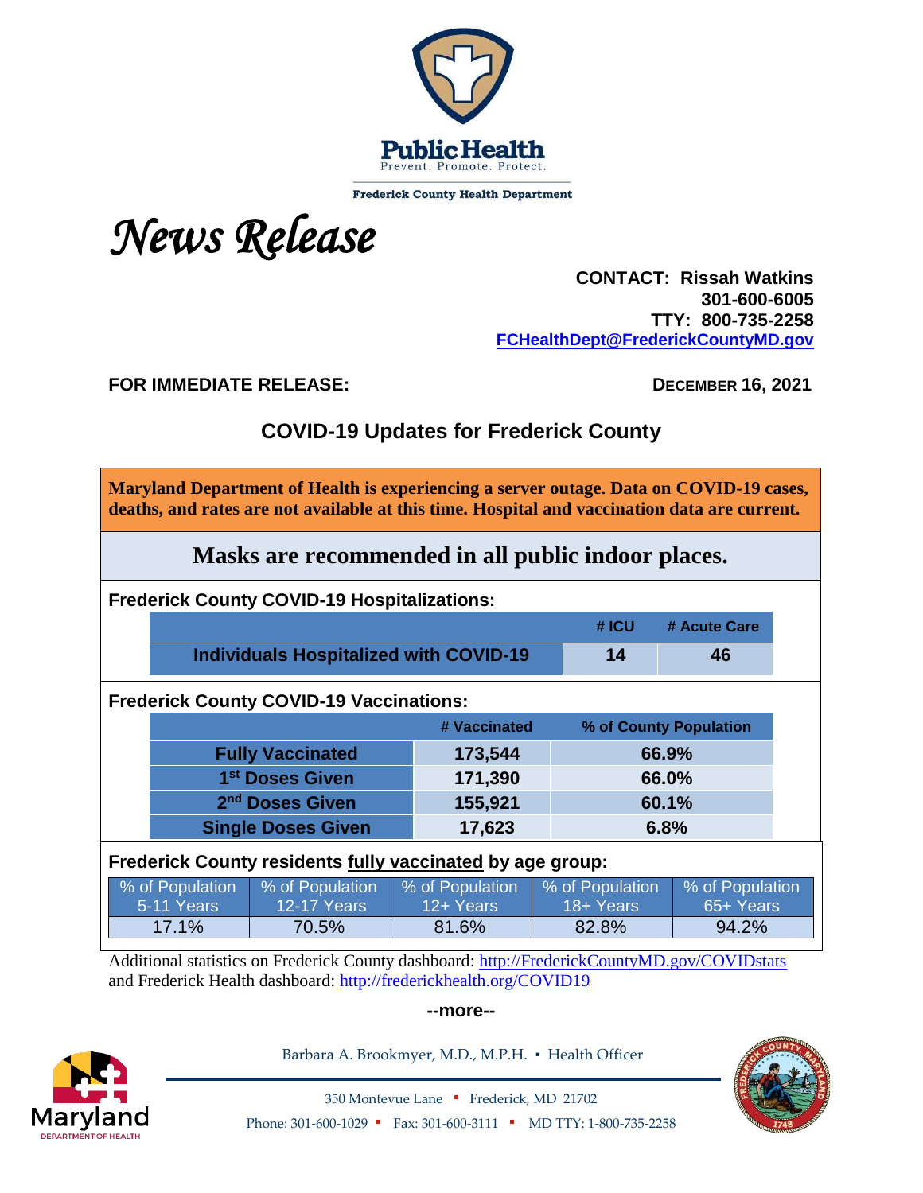Public Health
Prevent. Promote. Protect.

Frederick County Health Department

*News Release*

**CONTACT: Rissah Watkins**
**301-600-6005**
**TTY: 800-735-2258**
**FCHealthDept@FrederickCountyMD.gov**

**FOR IMMEDIATE RELEASE:** **DECEMBER 16, 2021**

## COVID-19 Updates for Frederick County

**Maryland Department of Health is experiencing a server outage. Data on COVID-19 cases, deaths, and rates are not available at this time. Hospital and vaccination data are current.**

## Masks are recommended in all public indoor places.

**Frederick County COVID-19 Hospitalizations:**

| | # ICU | # Acute Care |
|---|---|---|
| **Individuals Hospitalized with COVID-19** | **14** | **46** |

**Frederick County COVID-19 Vaccinations:**

| | # Vaccinated | % of County Population |
|---|---|---|
| **Fully Vaccinated** | **173,544** | **66.9%** |
| **1st Doses Given** | **171,390** | **66.0%** |
| **2nd Doses Given** | **155,921** | **60.1%** |
| **Single Doses Given** | **17,623** | **6.8%** |

**Frederick County residents fully vaccinated by age group:**

| % of Population 5-11 Years | % of Population 12-17 Years | % of Population 12+ Years | % of Population 18+ Years | % of Population 65+ Years |
|---|---|---|---|---|
| 17.1% | 70.5% | 81.6% | 82.8% | 94.2% |

Additional statistics on Frederick County dashboard: http://FrederickCountyMD.gov/COVIDstats and Frederick Health dashboard: http://frederickhealth.org/COVID19

--more--

Barbara A. Brookmyer, M.D., M.P.H. ▪ Health Officer

350 Montevue Lane ▪ Frederick, MD 21702

Phone: 301-600-1029 ▪ Fax: 301-600-3111 ▪ MD TTY: 1-800-735-2258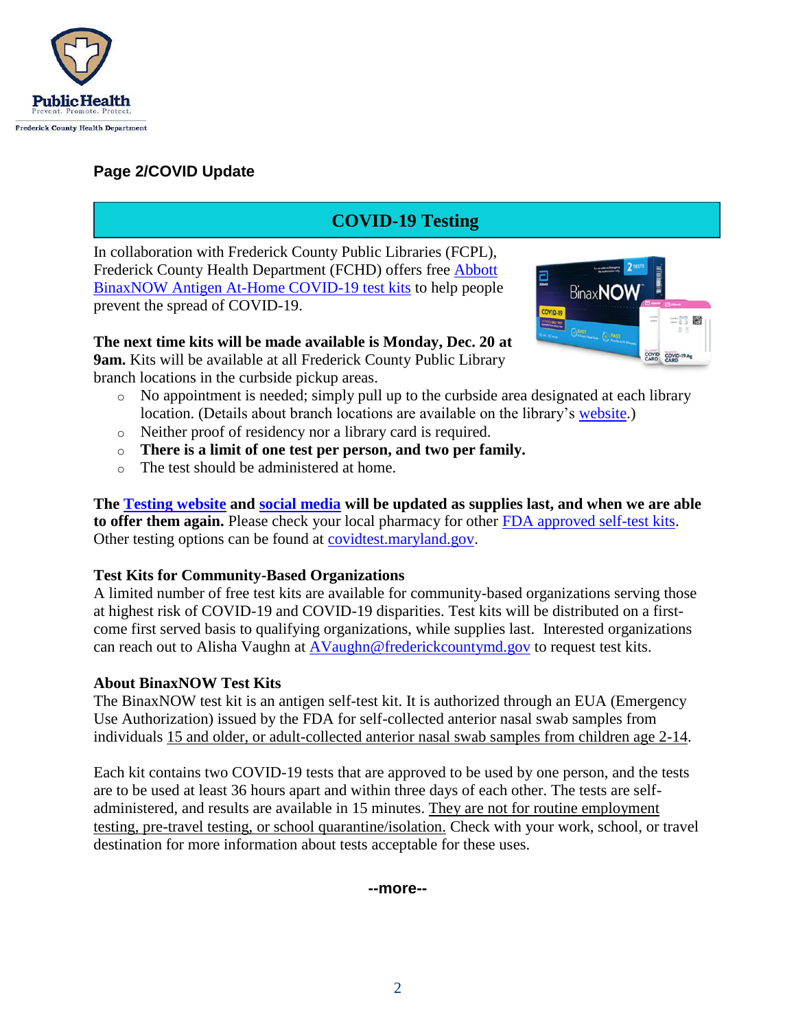**Page 2/COVID Update**

## COVID-19 Testing

In collaboration with Frederick County Public Libraries (FCPL), Frederick County Health Department (FCHD) offers free Abbott BinaxNOW Antigen At-Home COVID-19 test kits to help people prevent the spread of COVID-19.

**The next time kits will be made available is Monday, Dec. 20 at 9am.** Kits will be available at all Frederick County Public Library branch locations in the curbside pickup areas.

- No appointment is needed; simply pull up to the curbside area designated at each library location. (Details about branch locations are available on the library's website.)
- Neither proof of residency nor a library card is required.
- **There is a limit of one test per person, and two per family.**
- The test should be administered at home.

**The Testing website and social media will be updated as supplies last, and when we are able to offer them again.** Please check your local pharmacy for other FDA approved self-test kits. Other testing options can be found at covidtest.maryland.gov.

### Test Kits for Community-Based Organizations

A limited number of free test kits are available for community-based organizations serving those at highest risk of COVID-19 and COVID-19 disparities. Test kits will be distributed on a first-come first served basis to qualifying organizations, while supplies last. Interested organizations can reach out to Alisha Vaughn at AVaughn@frederickcountymd.gov to request test kits.

### About BinaxNOW Test Kits

The BinaxNOW test kit is an antigen self-test kit. It is authorized through an EUA (Emergency Use Authorization) issued by the FDA for self-collected anterior nasal swab samples from individuals 15 and older, or adult-collected anterior nasal swab samples from children age 2-14.

Each kit contains two COVID-19 tests that are approved to be used by one person, and the tests are to be used at least 36 hours apart and within three days of each other. The tests are self-administered, and results are available in 15 minutes. They are not for routine employment testing, pre-travel testing, or school quarantine/isolation. Check with your work, school, or travel destination for more information about tests acceptable for these uses.

--more--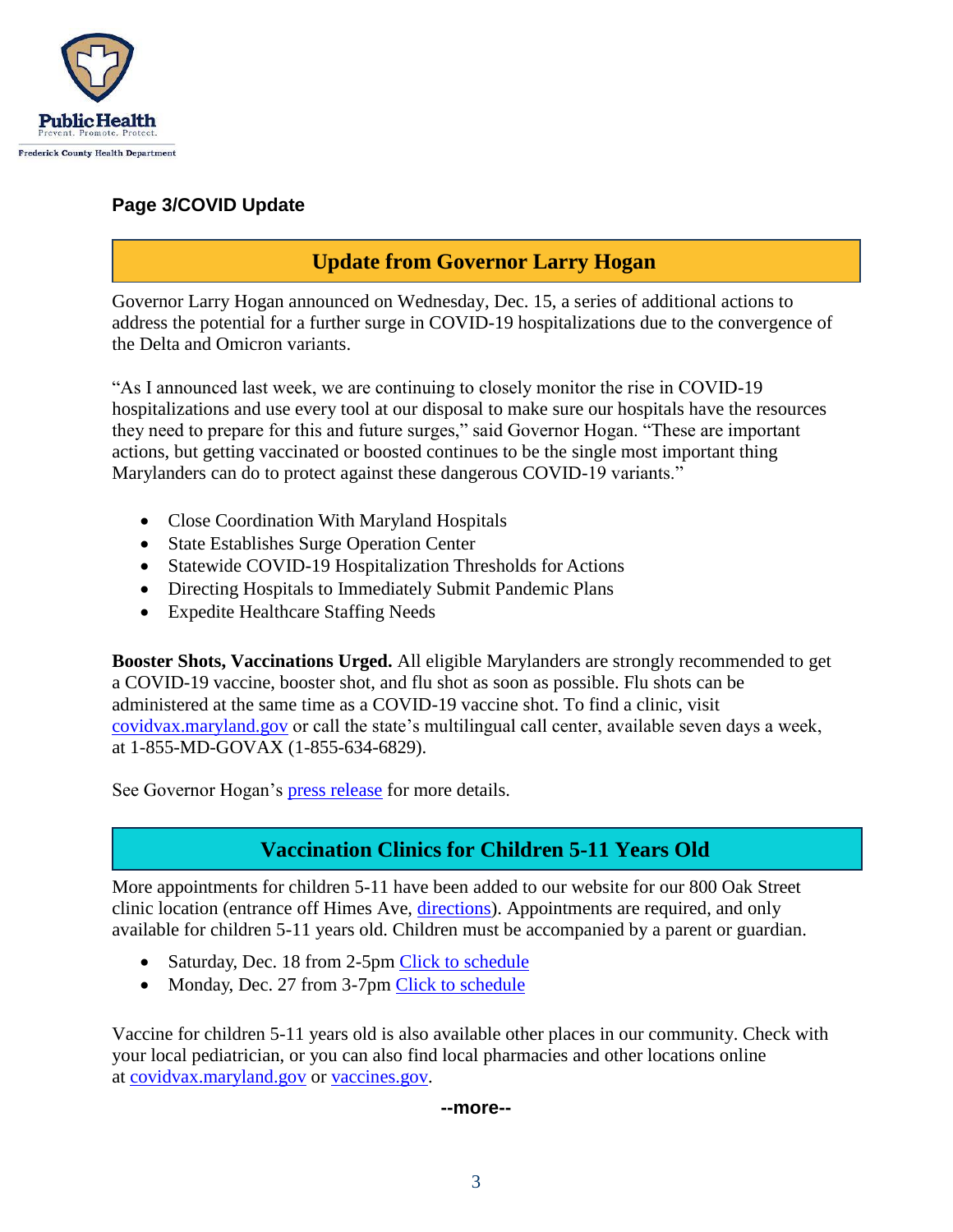**Page 3/COVID Update**

## Update from Governor Larry Hogan

Governor Larry Hogan announced on Wednesday, Dec. 15, a series of additional actions to address the potential for a further surge in COVID-19 hospitalizations due to the convergence of the Delta and Omicron variants.

"As I announced last week, we are continuing to closely monitor the rise in COVID-19 hospitalizations and use every tool at our disposal to make sure our hospitals have the resources they need to prepare for this and future surges," said Governor Hogan. "These are important actions, but getting vaccinated or boosted continues to be the single most important thing Marylanders can do to protect against these dangerous COVID-19 variants."

- Close Coordination With Maryland Hospitals
- State Establishes Surge Operation Center
- Statewide COVID-19 Hospitalization Thresholds for Actions
- Directing Hospitals to Immediately Submit Pandemic Plans
- Expedite Healthcare Staffing Needs

**Booster Shots, Vaccinations Urged.** All eligible Marylanders are strongly recommended to get a COVID-19 vaccine, booster shot, and flu shot as soon as possible. Flu shots can be administered at the same time as a COVID-19 vaccine shot. To find a clinic, visit covidvax.maryland.gov or call the state's multilingual call center, available seven days a week, at 1-855-MD-GOVAX (1-855-634-6829).

See Governor Hogan's press release for more details.

## Vaccination Clinics for Children 5-11 Years Old

More appointments for children 5-11 have been added to our website for our 800 Oak Street clinic location (entrance off Himes Ave, directions). Appointments are required, and only available for children 5-11 years old. Children must be accompanied by a parent or guardian.

- Saturday, Dec. 18 from 2-5pm Click to schedule
- Monday, Dec. 27 from 3-7pm Click to schedule

Vaccine for children 5-11 years old is also available other places in our community. Check with your local pediatrician, or you can also find local pharmacies and other locations online at covidvax.maryland.gov or vaccines.gov.

--more--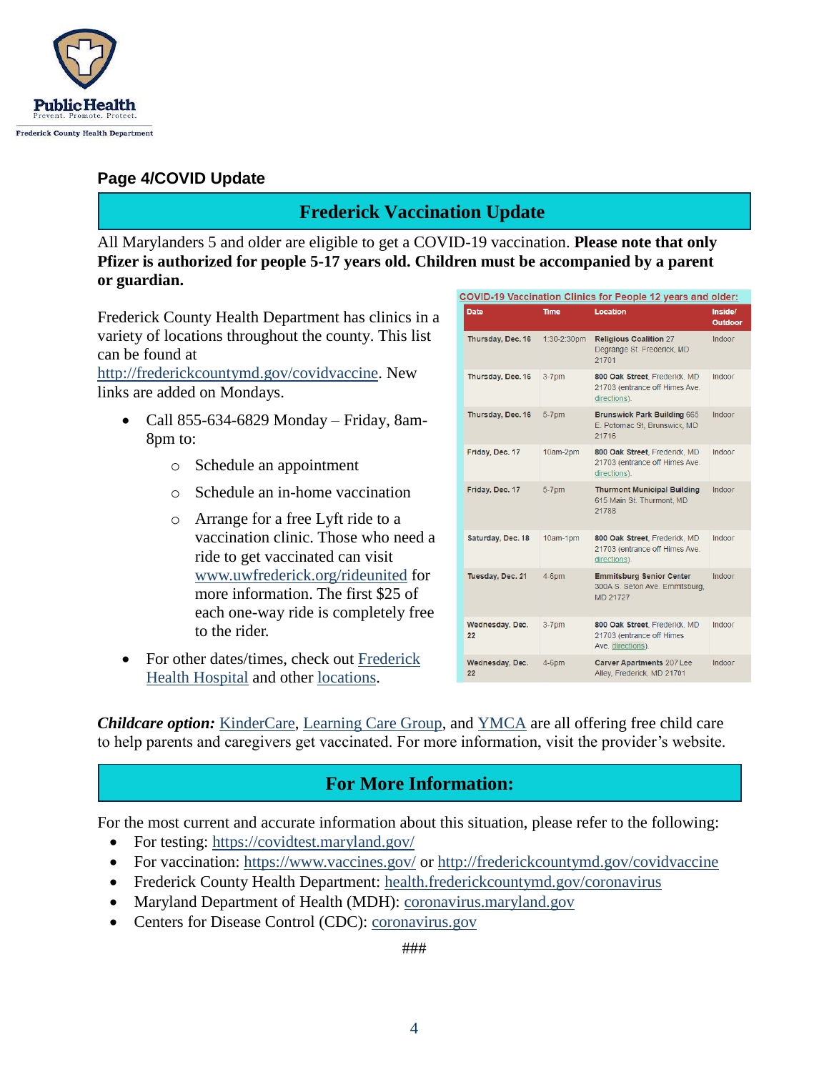Page 4/COVID Update

## Frederick Vaccination Update

All Marylanders 5 and older are eligible to get a COVID-19 vaccination. **Please note that only Pfizer is authorized for people 5-17 years old. Children must be accompanied by a parent or guardian.**

Frederick County Health Department has clinics in a variety of locations throughout the county. This list can be found at http://frederickcountymd.gov/covidvaccine. New links are added on Mondays.

- Call 855-634-6829 Monday – Friday, 8am-8pm to:
  - Schedule an appointment
  - Schedule an in-home vaccination
  - Arrange for a free Lyft ride to a vaccination clinic. Those who need a ride to get vaccinated can visit www.uwfrederick.org/rideunited for more information. The first $25 of each one-way ride is completely free to the rider.
- For other dates/times, check out Frederick Health Hospital and other locations.

COVID-19 Vaccination Clinics for People 12 years and older:

| Date | Time | Location | Inside/ Outdoor |
|---|---|---|---|
| Thursday, Dec. 16 | 1:30-2:30pm | **Religious Coalition** 27 Degrange St. Frederick, MD 21701 | Indoor |
| Thursday, Dec. 16 | 3-7pm | **800 Oak Street**, Frederick, MD 21703 (entrance off Himes Ave. directions). | Indoor |
| Thursday, Dec. 16 | 5-7pm | **Brunswick Park Building** 665 E. Potomac St, Brunswick, MD 21716 | Indoor |
| Friday, Dec. 17 | 10am-2pm | **800 Oak Street**, Frederick, MD 21703 (entrance off Himes Ave. directions). | Indoor |
| Friday, Dec. 17 | 5-7pm | **Thurmont Municipal Building** 615 Main St. Thurmont, MD 21788 | Indoor |
| Saturday, Dec. 18 | 10am-1pm | **800 Oak Street**, Frederick, MD 21703 (entrance off Himes Ave. directions). | Indoor |
| Tuesday, Dec. 21 | 4-6pm | **Emmitsburg Senior Center** 300A S. Seton Ave. Emmitsburg, MD 21727 | Indoor |
| Wednesday, Dec. 22 | 3-7pm | **800 Oak Street**, Frederick, MD 21703 (entrance off Himes Ave. directions). | Indoor |
| Wednesday, Dec. 22 | 4-6pm | **Carver Apartments** 207 Lee Alley, Frederick, MD 21701 | Indoor |

***Childcare option:*** KinderCare, Learning Care Group, and YMCA are all offering free child care to help parents and caregivers get vaccinated. For more information, visit the provider's website.

## For More Information:

For the most current and accurate information about this situation, please refer to the following:

- For testing: https://covidtest.maryland.gov/
- For vaccination: https://www.vaccines.gov/ or http://frederickcountymd.gov/covidvaccine
- Frederick County Health Department: health.frederickcountymd.gov/coronavirus
- Maryland Department of Health (MDH): coronavirus.maryland.gov
- Centers for Disease Control (CDC): coronavirus.gov

###